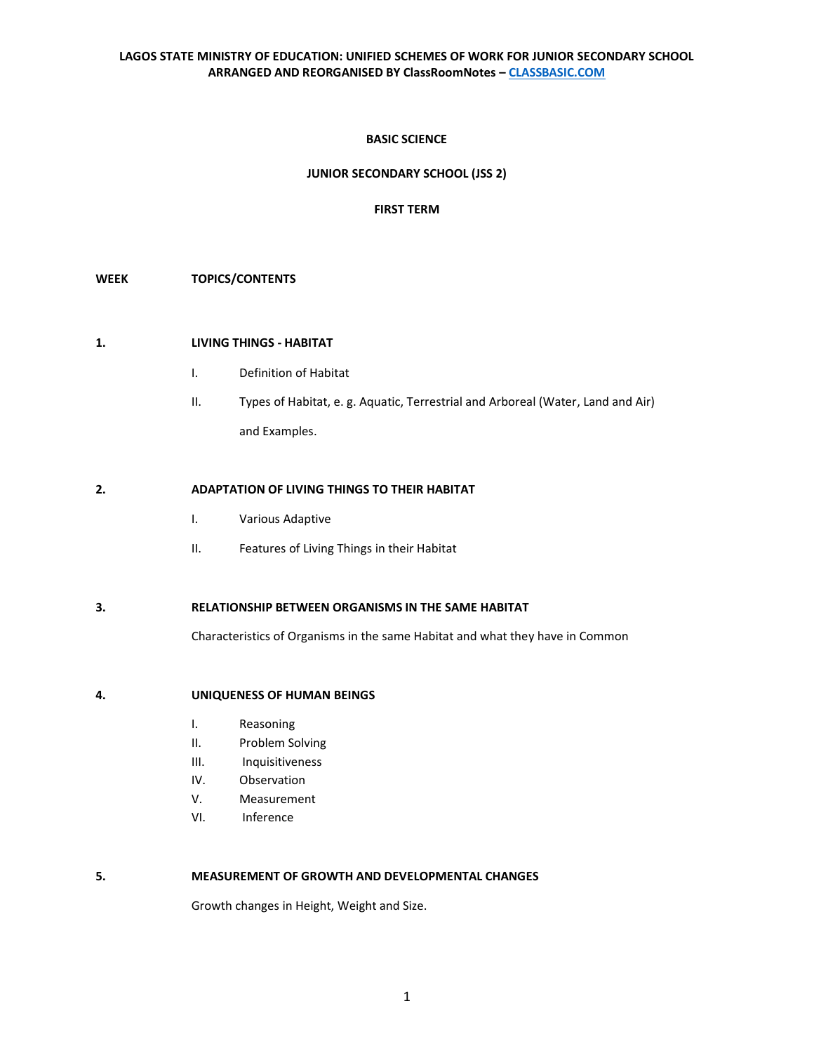**LAGOS STATE MINISTRY OF EDUCATION: UNIFIED SCHEMES OF WORK FOR JUNIOR SECONDARY SCHOOL**
**ARRANGED AND REORGANISED BY ClassRoomNotes – [CLASSBASIC.COM](http://CLASSBASIC.COM)**

# BASIC SCIENCE

## JUNIOR SECONDARY SCHOOL (JSS 2)

## FIRST TERM

**WEEK** **TOPICS/CONTENTS**

**1.** **LIVING THINGS - HABITAT**

I. Definition of Habitat

II. Types of Habitat, e. g. Aquatic, Terrestrial and Arboreal (Water, Land and Air) and Examples.

**2.** **ADAPTATION OF LIVING THINGS TO THEIR HABITAT**

I. Various Adaptive

II. Features of Living Things in their Habitat

**3.** **RELATIONSHIP BETWEEN ORGANISMS IN THE SAME HABITAT**

Characteristics of Organisms in the same Habitat and what they have in Common

**4.** **UNIQUENESS OF HUMAN BEINGS**

I. Reasoning
II. Problem Solving
III. Inquisitiveness
IV. Observation
V. Measurement
VI. Inference

**5.** **MEASUREMENT OF GROWTH AND DEVELOPMENTAL CHANGES**

Growth changes in Height, Weight and Size.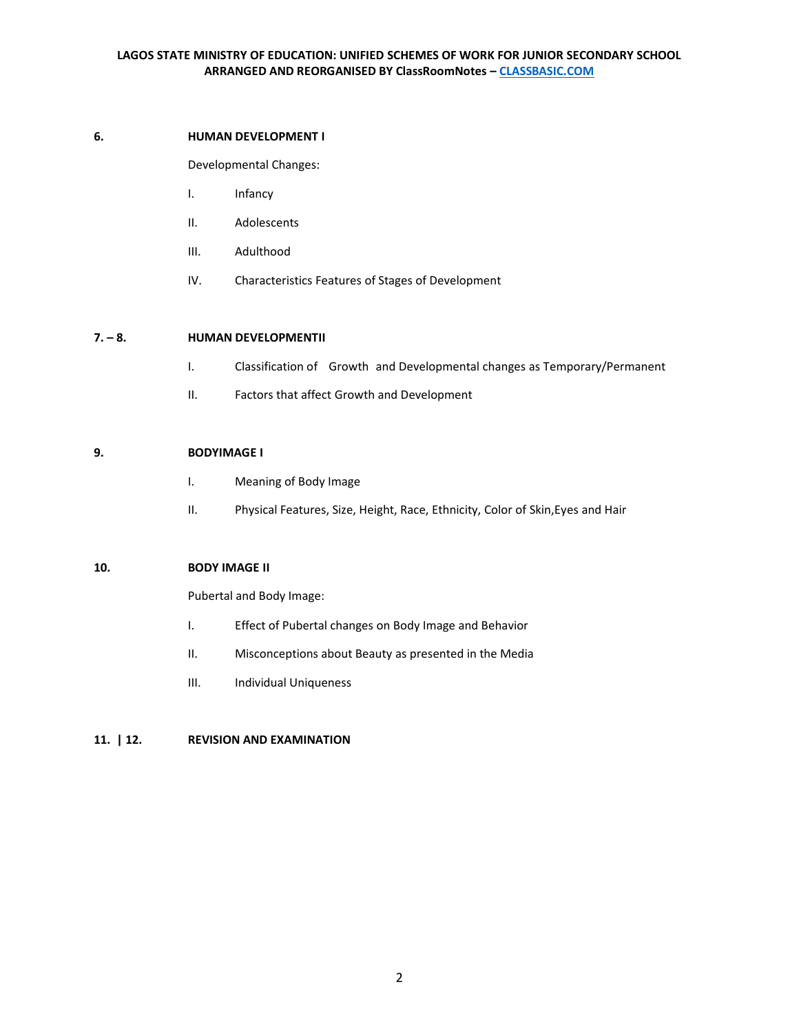**6.** **HUMAN DEVELOPMENT I**

Developmental Changes:

I. Infancy

II. Adolescents

III. Adulthood

IV. Characteristics Features of Stages of Development

**7. – 8.** **HUMAN DEVELOPMENTII**

I. Classification of Growth and Developmental changes as Temporary/Permanent

II. Factors that affect Growth and Development

**9.** **BODYIMAGE I**

I. Meaning of Body Image

II. Physical Features, Size, Height, Race, Ethnicity, Color of Skin,Eyes and Hair

**10.** **BODY IMAGE II**

Pubertal and Body Image:

I. Effect of Pubertal changes on Body Image and Behavior

II. Misconceptions about Beauty as presented in the Media

III. Individual Uniqueness

**11. | 12.** **REVISION AND EXAMINATION**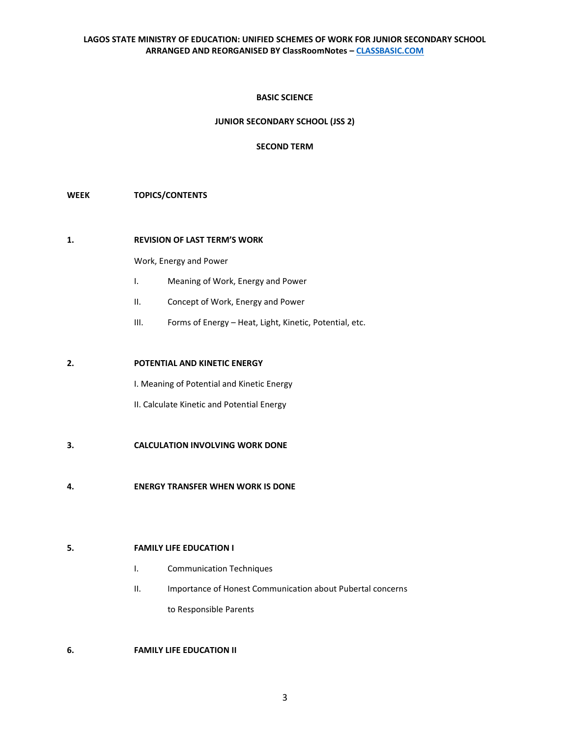**BASIC SCIENCE**

**JUNIOR SECONDARY SCHOOL (JSS 2)**

**SECOND TERM**

**WEEK** **TOPICS/CONTENTS**

**1.** **REVISION OF LAST TERM'S WORK**

Work, Energy and Power

I. Meaning of Work, Energy and Power

II. Concept of Work, Energy and Power

III. Forms of Energy – Heat, Light, Kinetic, Potential, etc.

**2.** **POTENTIAL AND KINETIC ENERGY**

I. Meaning of Potential and Kinetic Energy

II. Calculate Kinetic and Potential Energy

**3.** **CALCULATION INVOLVING WORK DONE**

**4.** **ENERGY TRANSFER WHEN WORK IS DONE**

**5.** **FAMILY LIFE EDUCATION I**

I. Communication Techniques

II. Importance of Honest Communication about Pubertal concerns to Responsible Parents

**6.** **FAMILY LIFE EDUCATION II**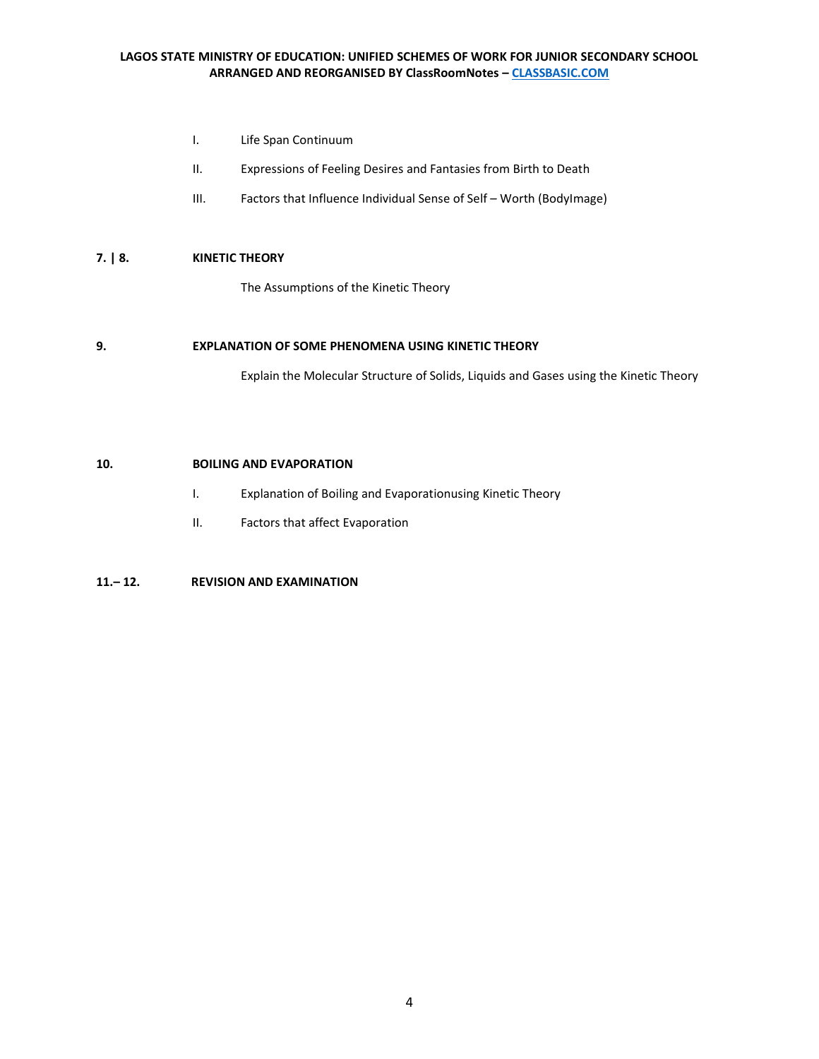I. Life Span Continuum

II. Expressions of Feeling Desires and Fantasies from Birth to Death

III. Factors that Influence Individual Sense of Self – Worth (BodyImage)

**7. | 8. KINETIC THEORY**

The Assumptions of the Kinetic Theory

**9. EXPLANATION OF SOME PHENOMENA USING KINETIC THEORY**

Explain the Molecular Structure of Solids, Liquids and Gases using the Kinetic Theory

**10. BOILING AND EVAPORATION**

I. Explanation of Boiling and Evaporationusing Kinetic Theory

II. Factors that affect Evaporation

**11.– 12. REVISION AND EXAMINATION**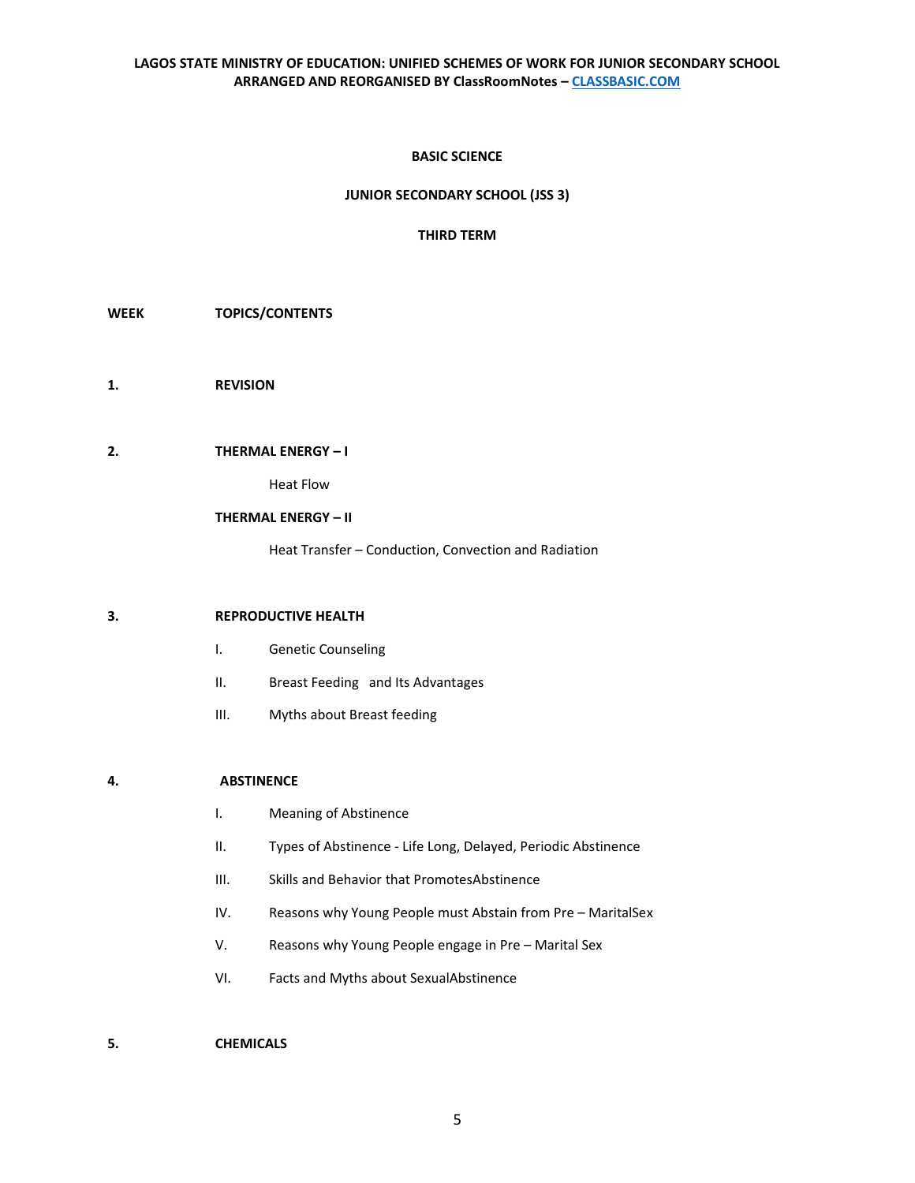**BASIC SCIENCE**

**JUNIOR SECONDARY SCHOOL (JSS 3)**

**THIRD TERM**

**WEEK** **TOPICS/CONTENTS**

**1.** **REVISION**

**2.** **THERMAL ENERGY – I**

Heat Flow

**THERMAL ENERGY – II**

Heat Transfer – Conduction, Convection and Radiation

**3.** **REPRODUCTIVE HEALTH**

I. Genetic Counseling

II. Breast Feeding and Its Advantages

III. Myths about Breast feeding

**4.** **ABSTINENCE**

I. Meaning of Abstinence

II. Types of Abstinence - Life Long, Delayed, Periodic Abstinence

III. Skills and Behavior that PromotesAbstinence

IV. Reasons why Young People must Abstain from Pre – MaritalSex

V. Reasons why Young People engage in Pre – Marital Sex

VI. Facts and Myths about SexualAbstinence

**5.** **CHEMICALS**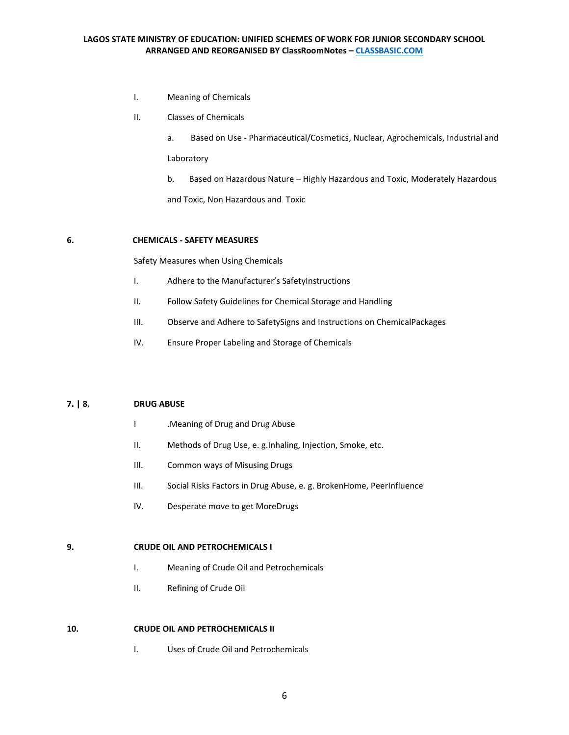I. Meaning of Chemicals

II. Classes of Chemicals

a. Based on Use - Pharmaceutical/Cosmetics, Nuclear, Agrochemicals, Industrial and Laboratory

b. Based on Hazardous Nature – Highly Hazardous and Toxic, Moderately Hazardous and Toxic, Non Hazardous and Toxic

**6. CHEMICALS - SAFETY MEASURES**

Safety Measures when Using Chemicals

I. Adhere to the Manufacturer's SafetyInstructions

II. Follow Safety Guidelines for Chemical Storage and Handling

III. Observe and Adhere to SafetySigns and Instructions on ChemicalPackages

IV. Ensure Proper Labeling and Storage of Chemicals

**7. | 8. DRUG ABUSE**

I .Meaning of Drug and Drug Abuse

II. Methods of Drug Use, e. g.Inhaling, Injection, Smoke, etc.

III. Common ways of Misusing Drugs

III. Social Risks Factors in Drug Abuse, e. g. BrokenHome, PeerInfluence

IV. Desperate move to get MoreDrugs

**9. CRUDE OIL AND PETROCHEMICALS I**

I. Meaning of Crude Oil and Petrochemicals

II. Refining of Crude Oil

**10. CRUDE OIL AND PETROCHEMICALS II**

I. Uses of Crude Oil and Petrochemicals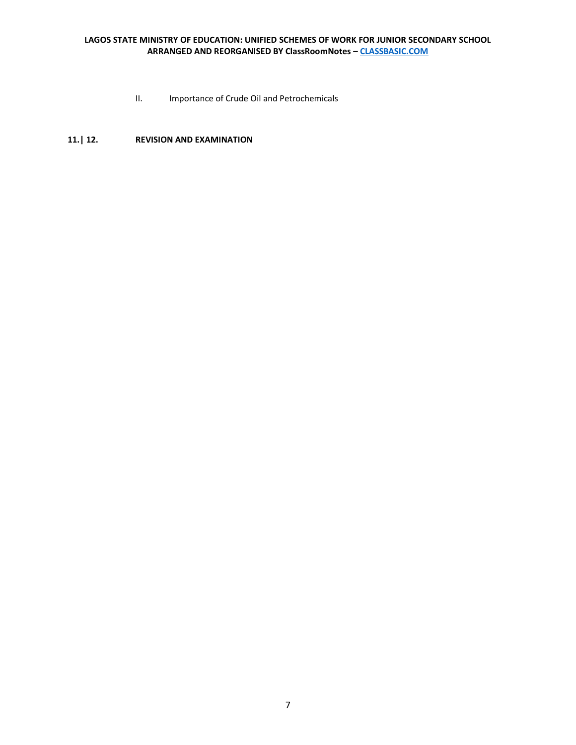II. Importance of Crude Oil and Petrochemicals

**11.| 12. REVISION AND EXAMINATION**